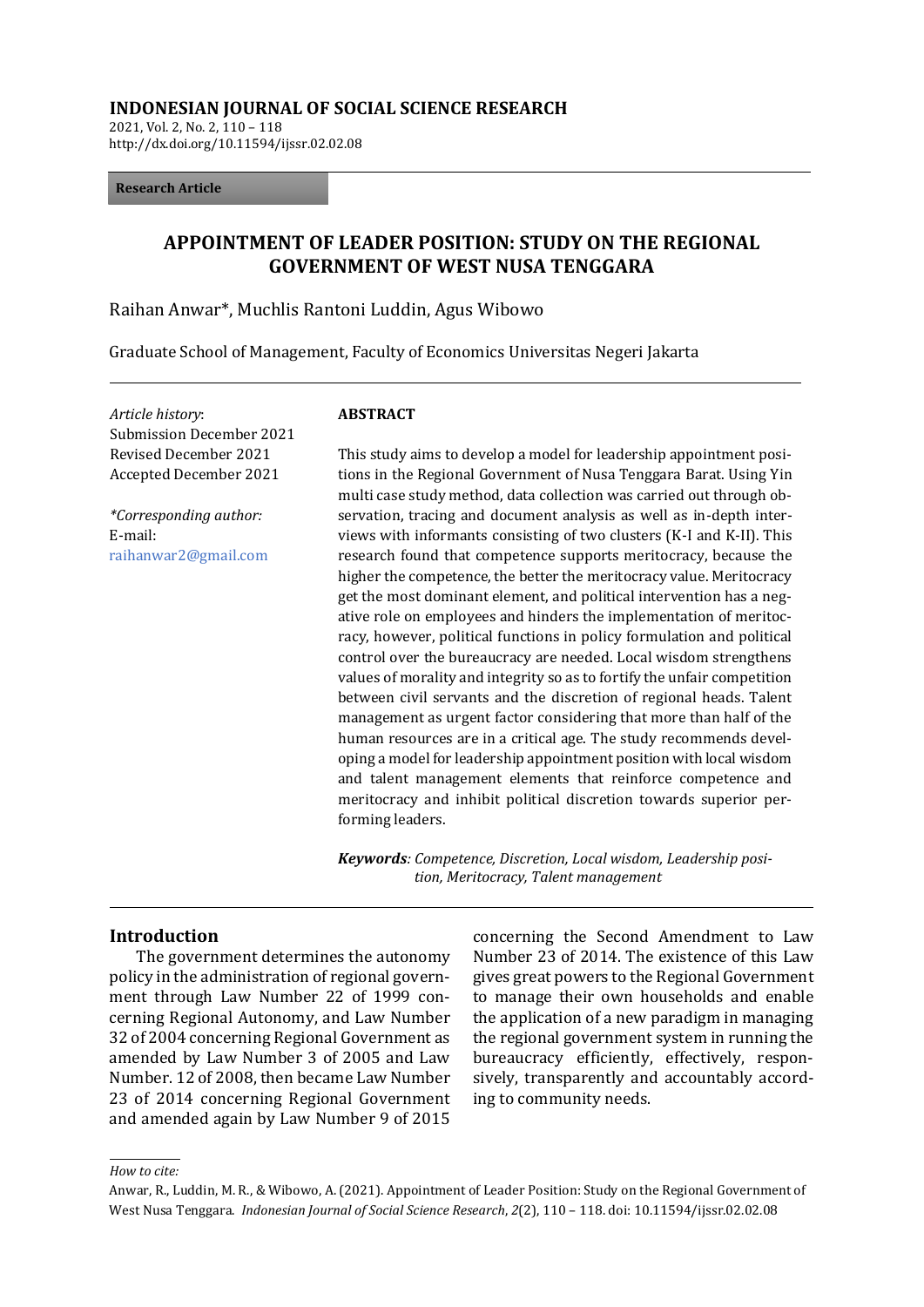**INDONESIAN JOURNAL OF SOCIAL SCIENCE RESEARCH**
2021, Vol. 2, No. 2, 110 – 118
http://dx.doi.org/10.11594/ijssr.02.02.08

**Research Article**

# APPOINTMENT OF LEADER POSITION: STUDY ON THE REGIONAL GOVERNMENT OF WEST NUSA TENGGARA

Raihan Anwar*, Muchlis Rantoni Luddin, Agus Wibowo

Graduate School of Management, Faculty of Economics Universitas Negeri Jakarta

*Article history*:
Submission December 2021
Revised December 2021
Accepted December 2021

*\*Corresponding author:*
E-mail:
raihanwar2@gmail.com

**ABSTRACT**

This study aims to develop a model for leadership appointment positions in the Regional Government of Nusa Tenggara Barat. Using Yin multi case study method, data collection was carried out through observation, tracing and document analysis as well as in-depth interviews with informants consisting of two clusters (K-I and K-II). This research found that competence supports meritocracy, because the higher the competence, the better the meritocracy value. Meritocracy get the most dominant element, and political intervention has a negative role on employees and hinders the implementation of meritocracy, however, political functions in policy formulation and political control over the bureaucracy are needed. Local wisdom strengthens values of morality and integrity so as to fortify the unfair competition between civil servants and the discretion of regional heads. Talent management as urgent factor considering that more than half of the human resources are in a critical age. The study recommends developing a model for leadership appointment position with local wisdom and talent management elements that reinforce competence and meritocracy and inhibit political discretion towards superior performing leaders.

***Keywords****: Competence, Discretion, Local wisdom, Leadership position, Meritocracy, Talent management*

## Introduction

The government determines the autonomy policy in the administration of regional government through Law Number 22 of 1999 concerning Regional Autonomy, and Law Number 32 of 2004 concerning Regional Government as amended by Law Number 3 of 2005 and Law Number. 12 of 2008, then became Law Number 23 of 2014 concerning Regional Government and amended again by Law Number 9 of 2015 concerning the Second Amendment to Law Number 23 of 2014. The existence of this Law gives great powers to the Regional Government to manage their own households and enable the application of a new paradigm in managing the regional government system in running the bureaucracy efficiently, effectively, responsively, transparently and accountably according to community needs.

*How to cite:*
Anwar, R., Luddin, M. R., & Wibowo, A. (2021). Appointment of Leader Position: Study on the Regional Government of West Nusa Tenggara. *Indonesian Journal of Social Science Research*, *2*(2), 110 – 118. doi: 10.11594/ijssr.02.02.08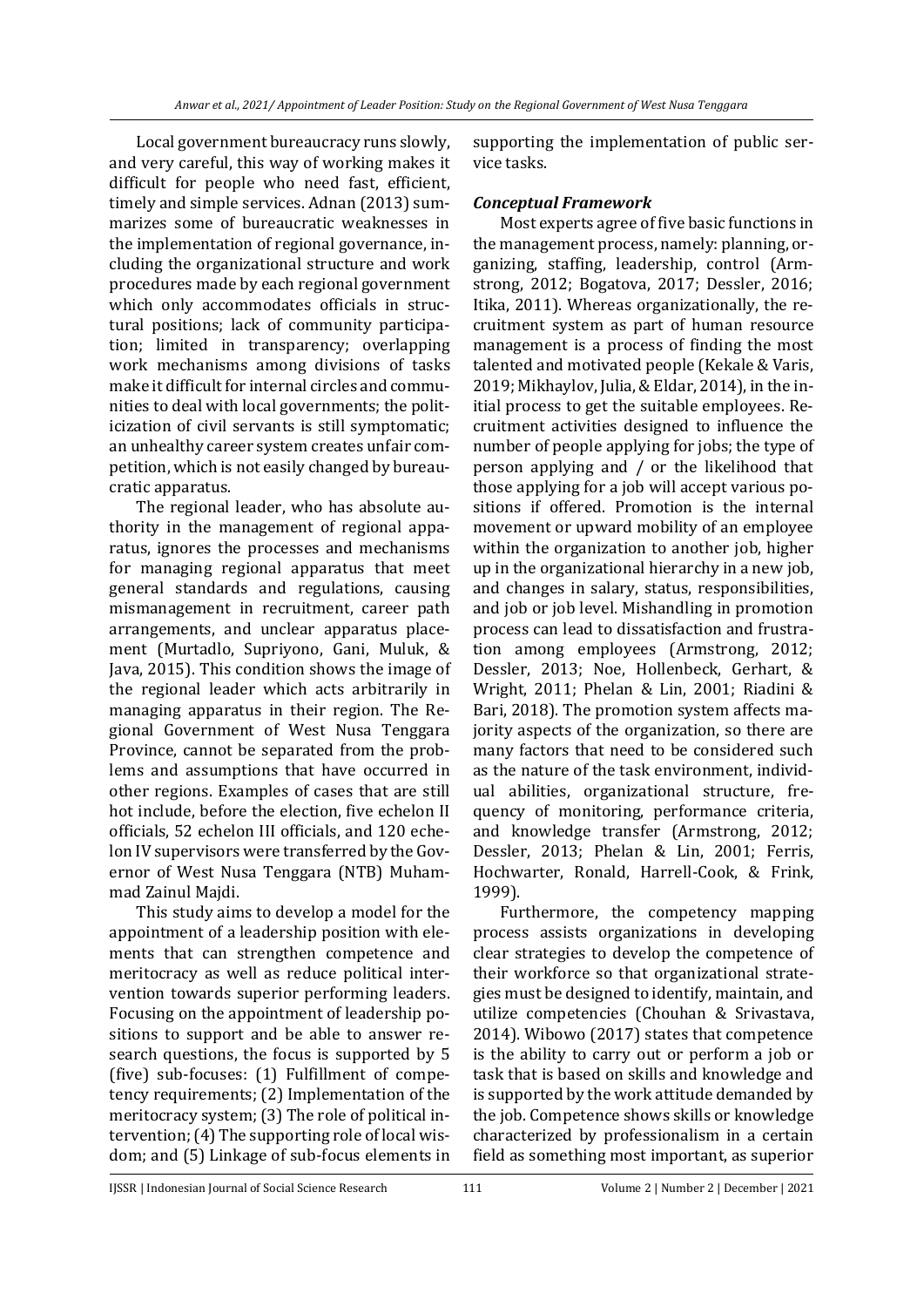Local government bureaucracy runs slowly, and very careful, this way of working makes it difficult for people who need fast, efficient, timely and simple services. Adnan (2013) summarizes some of bureaucratic weaknesses in the implementation of regional governance, including the organizational structure and work procedures made by each regional government which only accommodates officials in structural positions; lack of community participation; limited in transparency; overlapping work mechanisms among divisions of tasks make it difficult for internal circles and communities to deal with local governments; the politicization of civil servants is still symptomatic; an unhealthy career system creates unfair competition, which is not easily changed by bureaucratic apparatus.

The regional leader, who has absolute authority in the management of regional apparatus, ignores the processes and mechanisms for managing regional apparatus that meet general standards and regulations, causing mismanagement in recruitment, career path arrangements, and unclear apparatus placement (Murtadlo, Supriyono, Gani, Muluk, & Java, 2015). This condition shows the image of the regional leader which acts arbitrarily in managing apparatus in their region. The Regional Government of West Nusa Tenggara Province, cannot be separated from the problems and assumptions that have occurred in other regions. Examples of cases that are still hot include, before the election, five echelon II officials, 52 echelon III officials, and 120 echelon IV supervisors were transferred by the Governor of West Nusa Tenggara (NTB) Muhammad Zainul Majdi.

This study aims to develop a model for the appointment of a leadership position with elements that can strengthen competence and meritocracy as well as reduce political intervention towards superior performing leaders. Focusing on the appointment of leadership positions to support and be able to answer research questions, the focus is supported by 5 (five) sub-focuses: (1) Fulfillment of competency requirements; (2) Implementation of the meritocracy system; (3) The role of political intervention; (4) The supporting role of local wisdom; and (5) Linkage of sub-focus elements in supporting the implementation of public service tasks.

### *Conceptual Framework*

Most experts agree of five basic functions in the management process, namely: planning, organizing, staffing, leadership, control (Armstrong, 2012; Bogatova, 2017; Dessler, 2016; Itika, 2011). Whereas organizationally, the recruitment system as part of human resource management is a process of finding the most talented and motivated people (Kekale & Varis, 2019; Mikhaylov, Julia, & Eldar, 2014), in the initial process to get the suitable employees. Recruitment activities designed to influence the number of people applying for jobs; the type of person applying and / or the likelihood that those applying for a job will accept various positions if offered. Promotion is the internal movement or upward mobility of an employee within the organization to another job, higher up in the organizational hierarchy in a new job, and changes in salary, status, responsibilities, and job or job level. Mishandling in promotion process can lead to dissatisfaction and frustration among employees (Armstrong, 2012; Dessler, 2013; Noe, Hollenbeck, Gerhart, & Wright, 2011; Phelan & Lin, 2001; Riadini & Bari, 2018). The promotion system affects majority aspects of the organization, so there are many factors that need to be considered such as the nature of the task environment, individual abilities, organizational structure, frequency of monitoring, performance criteria, and knowledge transfer (Armstrong, 2012; Dessler, 2013; Phelan & Lin, 2001; Ferris, Hochwarter, Ronald, Harrell-Cook, & Frink, 1999).

Furthermore, the competency mapping process assists organizations in developing clear strategies to develop the competence of their workforce so that organizational strategies must be designed to identify, maintain, and utilize competencies (Chouhan & Srivastava, 2014). Wibowo (2017) states that competence is the ability to carry out or perform a job or task that is based on skills and knowledge and is supported by the work attitude demanded by the job. Competence shows skills or knowledge characterized by professionalism in a certain field as something most important, as superior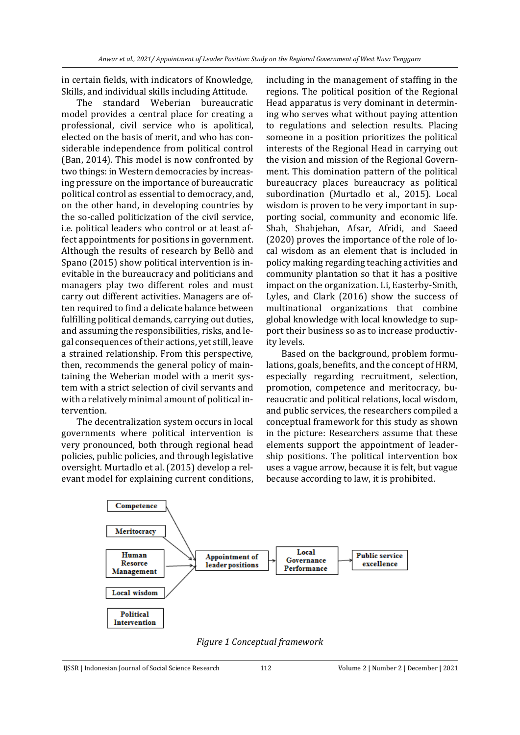in certain fields, with indicators of Knowledge, Skills, and individual skills including Attitude.

The standard Weberian bureaucratic model provides a central place for creating a professional, civil service who is apolitical, elected on the basis of merit, and who has considerable independence from political control (Ban, 2014). This model is now confronted by two things: in Western democracies by increasing pressure on the importance of bureaucratic political control as essential to democracy, and, on the other hand, in developing countries by the so-called politicization of the civil service, i.e. political leaders who control or at least affect appointments for positions in government. Although the results of research by Bellò and Spano (2015) show political intervention is inevitable in the bureaucracy and politicians and managers play two different roles and must carry out different activities. Managers are often required to find a delicate balance between fulfilling political demands, carrying out duties, and assuming the responsibilities, risks, and legal consequences of their actions, yet still, leave a strained relationship. From this perspective, then, recommends the general policy of maintaining the Weberian model with a merit system with a strict selection of civil servants and with a relatively minimal amount of political intervention.

The decentralization system occurs in local governments where political intervention is very pronounced, both through regional head policies, public policies, and through legislative oversight. Murtadlo et al. (2015) develop a relevant model for explaining current conditions, including in the management of staffing in the regions. The political position of the Regional Head apparatus is very dominant in determining who serves what without paying attention to regulations and selection results. Placing someone in a position prioritizes the political interests of the Regional Head in carrying out the vision and mission of the Regional Government. This domination pattern of the political bureaucracy places bureaucracy as political subordination (Murtadlo et al., 2015). Local wisdom is proven to be very important in supporting social, community and economic life. Shah, Shahjehan, Afsar, Afridi, and Saeed (2020) proves the importance of the role of local wisdom as an element that is included in policy making regarding teaching activities and community plantation so that it has a positive impact on the organization. Li, Easterby-Smith, Lyles, and Clark (2016) show the success of multinational organizations that combine global knowledge with local knowledge to support their business so as to increase productivity levels.

Based on the background, problem formulations, goals, benefits, and the concept of HRM, especially regarding recruitment, selection, promotion, competence and meritocracy, bureaucratic and political relations, local wisdom, and public services, the researchers compiled a conceptual framework for this study as shown in the picture: Researchers assume that these elements support the appointment of leadership positions. The political intervention box uses a vague arrow, because it is felt, but vague because according to law, it is prohibited.

Competence → Appointment of leader positions
Meritocracy → Appointment of leader positions
Human Resorce Management → Appointment of leader positions
Local wisdom → Appointment of leader positions
Political Intervention
Appointment of leader positions → Local Governance Performance → Public service excellence

*Figure 1 Conceptual framework*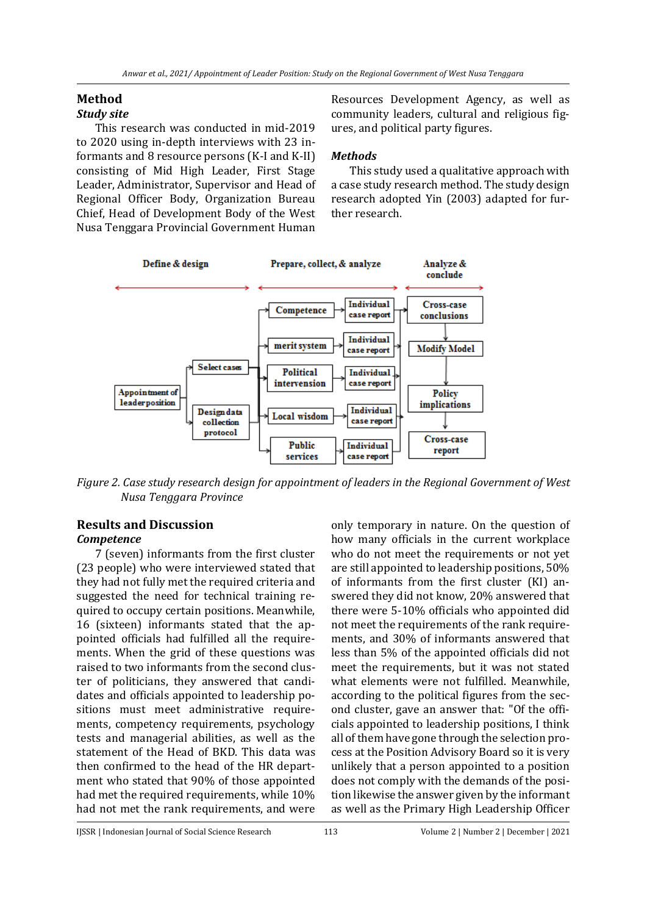## Method

### *Study site*

This research was conducted in mid-2019 to 2020 using in-depth interviews with 23 informants and 8 resource persons (K-I and K-II) consisting of Mid High Leader, First Stage Leader, Administrator, Supervisor and Head of Regional Officer Body, Organization Bureau Chief, Head of Development Body of the West Nusa Tenggara Provincial Government Human Resources Development Agency, as well as community leaders, cultural and religious figures, and political party figures.

### *Methods*

This study used a qualitative approach with a case study research method. The study design research adopted Yin (2003) adapted for further research.

*Figure 2. Case study research design for appointment of leaders in the Regional Government of West Nusa Tenggara Province*

## Results and Discussion

### *Competence*

7 (seven) informants from the first cluster (23 people) who were interviewed stated that they had not fully met the required criteria and suggested the need for technical training required to occupy certain positions. Meanwhile, 16 (sixteen) informants stated that the appointed officials had fulfilled all the requirements. When the grid of these questions was raised to two informants from the second cluster of politicians, they answered that candidates and officials appointed to leadership positions must meet administrative requirements, competency requirements, psychology tests and managerial abilities, as well as the statement of the Head of BKD. This data was then confirmed to the head of the HR department who stated that 90% of those appointed had met the required requirements, while 10% had not met the rank requirements, and were only temporary in nature. On the question of how many officials in the current workplace who do not meet the requirements or not yet are still appointed to leadership positions, 50% of informants from the first cluster (KI) answered they did not know, 20% answered that there were 5-10% officials who appointed did not meet the requirements of the rank requirements, and 30% of informants answered that less than 5% of the appointed officials did not meet the requirements, but it was not stated what elements were not fulfilled. Meanwhile, according to the political figures from the second cluster, gave an answer that: "Of the officials appointed to leadership positions, I think all of them have gone through the selection process at the Position Advisory Board so it is very unlikely that a person appointed to a position does not comply with the demands of the position likewise the answer given by the informant as well as the Primary High Leadership Officer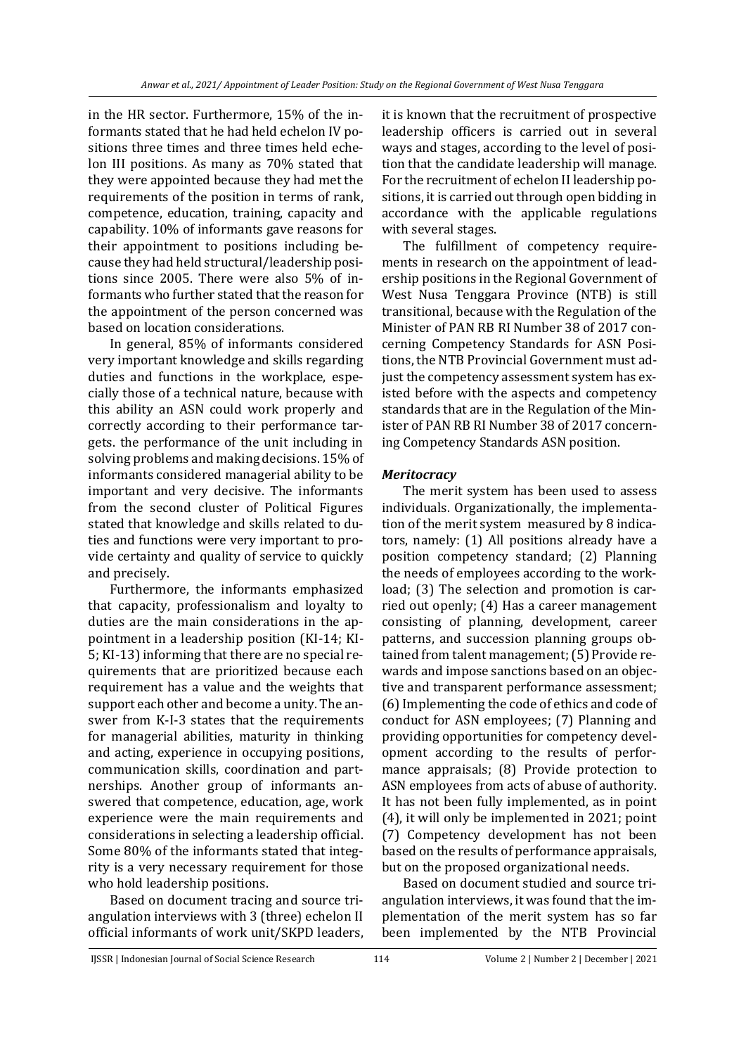in the HR sector. Furthermore, 15% of the informants stated that he had held echelon IV positions three times and three times held echelon III positions. As many as 70% stated that they were appointed because they had met the requirements of the position in terms of rank, competence, education, training, capacity and capability. 10% of informants gave reasons for their appointment to positions including because they had held structural/leadership positions since 2005. There were also 5% of informants who further stated that the reason for the appointment of the person concerned was based on location considerations.

In general, 85% of informants considered very important knowledge and skills regarding duties and functions in the workplace, especially those of a technical nature, because with this ability an ASN could work properly and correctly according to their performance targets. the performance of the unit including in solving problems and making decisions. 15% of informants considered managerial ability to be important and very decisive. The informants from the second cluster of Political Figures stated that knowledge and skills related to duties and functions were very important to provide certainty and quality of service to quickly and precisely.

Furthermore, the informants emphasized that capacity, professionalism and loyalty to duties are the main considerations in the appointment in a leadership position (KI-14; KI-5; KI-13) informing that there are no special requirements that are prioritized because each requirement has a value and the weights that support each other and become a unity. The answer from K-I-3 states that the requirements for managerial abilities, maturity in thinking and acting, experience in occupying positions, communication skills, coordination and partnerships. Another group of informants answered that competence, education, age, work experience were the main requirements and considerations in selecting a leadership official. Some 80% of the informants stated that integrity is a very necessary requirement for those who hold leadership positions.

Based on document tracing and source triangulation interviews with 3 (three) echelon II official informants of work unit/SKPD leaders, it is known that the recruitment of prospective leadership officers is carried out in several ways and stages, according to the level of position that the candidate leadership will manage. For the recruitment of echelon II leadership positions, it is carried out through open bidding in accordance with the applicable regulations with several stages.

The fulfillment of competency requirements in research on the appointment of leadership positions in the Regional Government of West Nusa Tenggara Province (NTB) is still transitional, because with the Regulation of the Minister of PAN RB RI Number 38 of 2017 concerning Competency Standards for ASN Positions, the NTB Provincial Government must adjust the competency assessment system has existed before with the aspects and competency standards that are in the Regulation of the Minister of PAN RB RI Number 38 of 2017 concerning Competency Standards ASN position.

***Meritocracy***

The merit system has been used to assess individuals. Organizationally, the implementation of the merit system measured by 8 indicators, namely: (1) All positions already have a position competency standard; (2) Planning the needs of employees according to the workload; (3) The selection and promotion is carried out openly; (4) Has a career management consisting of planning, development, career patterns, and succession planning groups obtained from talent management; (5) Provide rewards and impose sanctions based on an objective and transparent performance assessment; (6) Implementing the code of ethics and code of conduct for ASN employees; (7) Planning and providing opportunities for competency development according to the results of performance appraisals; (8) Provide protection to ASN employees from acts of abuse of authority. It has not been fully implemented, as in point (4), it will only be implemented in 2021; point (7) Competency development has not been based on the results of performance appraisals, but on the proposed organizational needs.

Based on document studied and source triangulation interviews, it was found that the implementation of the merit system has so far been implemented by the NTB Provincial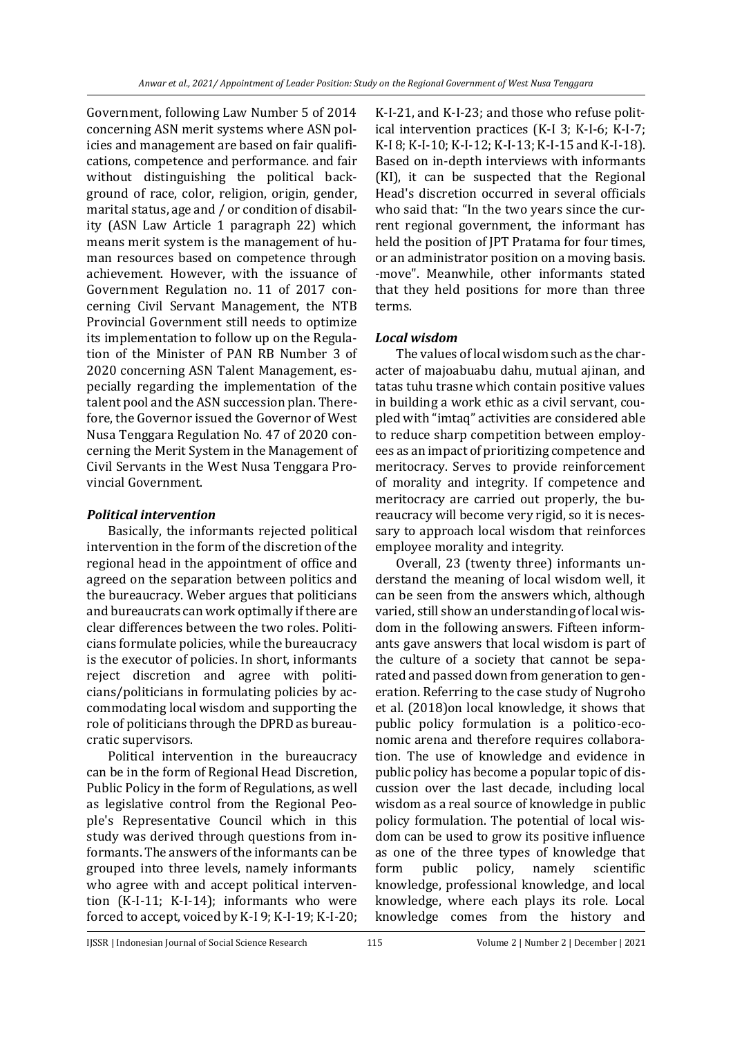Government, following Law Number 5 of 2014 concerning ASN merit systems where ASN policies and management are based on fair qualifications, competence and performance. and fair without distinguishing the political background of race, color, religion, origin, gender, marital status, age and / or condition of disability (ASN Law Article 1 paragraph 22) which means merit system is the management of human resources based on competence through achievement. However, with the issuance of Government Regulation no. 11 of 2017 concerning Civil Servant Management, the NTB Provincial Government still needs to optimize its implementation to follow up on the Regulation of the Minister of PAN RB Number 3 of 2020 concerning ASN Talent Management, especially regarding the implementation of the talent pool and the ASN succession plan. Therefore, the Governor issued the Governor of West Nusa Tenggara Regulation No. 47 of 2020 concerning the Merit System in the Management of Civil Servants in the West Nusa Tenggara Provincial Government.

### *Political intervention*

Basically, the informants rejected political intervention in the form of the discretion of the regional head in the appointment of office and agreed on the separation between politics and the bureaucracy. Weber argues that politicians and bureaucrats can work optimally if there are clear differences between the two roles. Politicians formulate policies, while the bureaucracy is the executor of policies. In short, informants reject discretion and agree with politicians/politicians in formulating policies by accommodating local wisdom and supporting the role of politicians through the DPRD as bureaucratic supervisors.

Political intervention in the bureaucracy can be in the form of Regional Head Discretion, Public Policy in the form of Regulations, as well as legislative control from the Regional People's Representative Council which in this study was derived through questions from informants. The answers of the informants can be grouped into three levels, namely informants who agree with and accept political intervention (K-I-11; K-I-14); informants who were forced to accept, voiced by K-I 9; K-I-19; K-I-20; K-I-21, and K-I-23; and those who refuse political intervention practices (K-I 3; K-I-6; K-I-7; K-I 8; K-I-10; K-I-12; K-I-13; K-I-15 and K-I-18). Based on in-depth interviews with informants (KI), it can be suspected that the Regional Head's discretion occurred in several officials who said that: "In the two years since the current regional government, the informant has held the position of JPT Pratama for four times, or an administrator position on a moving basis. -move". Meanwhile, other informants stated that they held positions for more than three terms.

### *Local wisdom*

The values of local wisdom such as the character of majoabuabu dahu, mutual ajinan, and tatas tuhu trasne which contain positive values in building a work ethic as a civil servant, coupled with "imtaq" activities are considered able to reduce sharp competition between employees as an impact of prioritizing competence and meritocracy. Serves to provide reinforcement of morality and integrity. If competence and meritocracy are carried out properly, the bureaucracy will become very rigid, so it is necessary to approach local wisdom that reinforces employee morality and integrity.

Overall, 23 (twenty three) informants understand the meaning of local wisdom well, it can be seen from the answers which, although varied, still show an understanding of local wisdom in the following answers. Fifteen informants gave answers that local wisdom is part of the culture of a society that cannot be separated and passed down from generation to generation. Referring to the case study of Nugroho et al. (2018)on local knowledge, it shows that public policy formulation is a politico-economic arena and therefore requires collaboration. The use of knowledge and evidence in public policy has become a popular topic of discussion over the last decade, including local wisdom as a real source of knowledge in public policy formulation. The potential of local wisdom can be used to grow its positive influence as one of the three types of knowledge that form public policy, namely scientific knowledge, professional knowledge, and local knowledge, where each plays its role. Local knowledge comes from the history and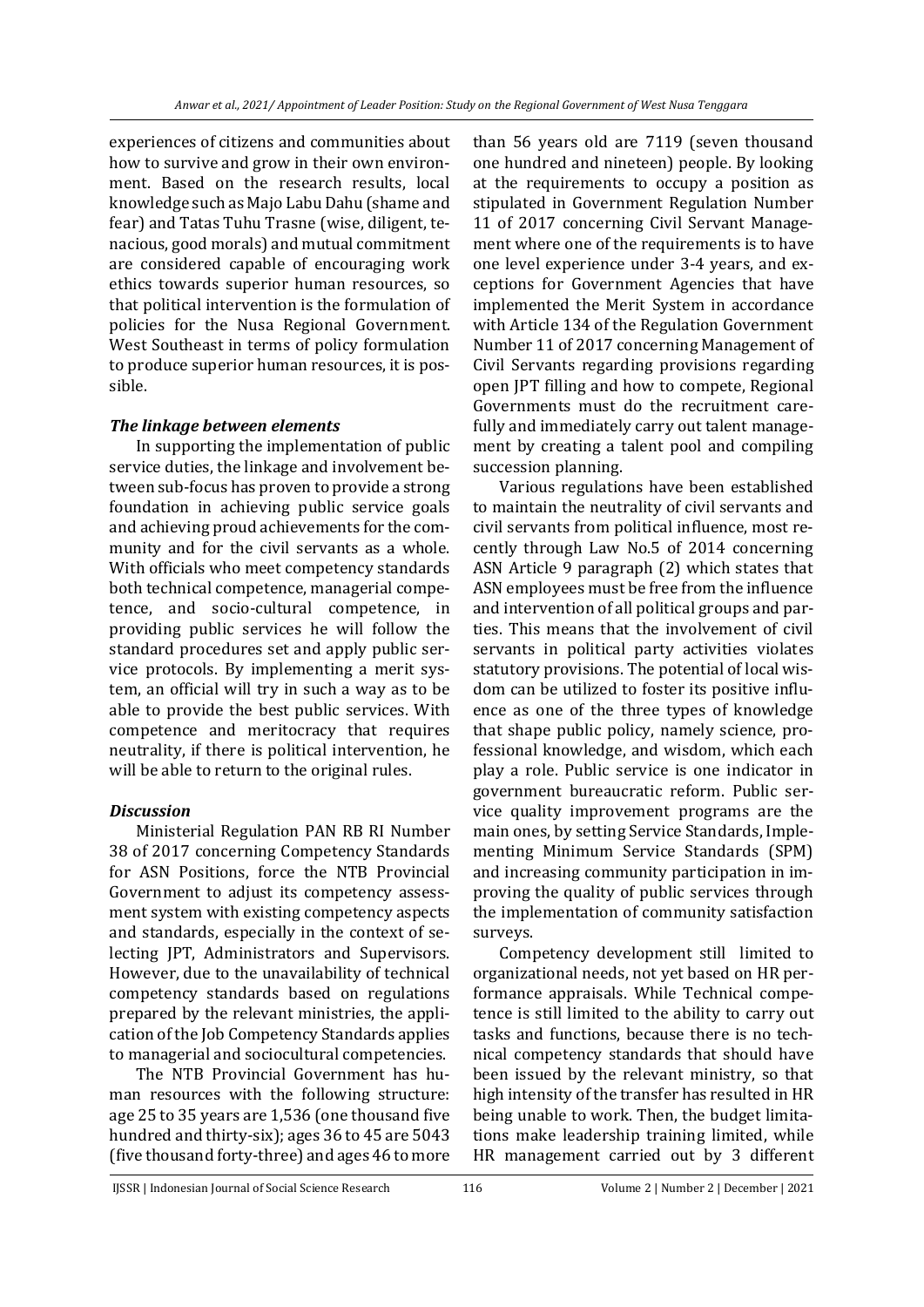experiences of citizens and communities about how to survive and grow in their own environment. Based on the research results, local knowledge such as Majo Labu Dahu (shame and fear) and Tatas Tuhu Trasne (wise, diligent, tenacious, good morals) and mutual commitment are considered capable of encouraging work ethics towards superior human resources, so that political intervention is the formulation of policies for the Nusa Regional Government. West Southeast in terms of policy formulation to produce superior human resources, it is possible.

### *The linkage between elements*

In supporting the implementation of public service duties, the linkage and involvement between sub-focus has proven to provide a strong foundation in achieving public service goals and achieving proud achievements for the community and for the civil servants as a whole. With officials who meet competency standards both technical competence, managerial competence, and socio-cultural competence, in providing public services he will follow the standard procedures set and apply public service protocols. By implementing a merit system, an official will try in such a way as to be able to provide the best public services. With competence and meritocracy that requires neutrality, if there is political intervention, he will be able to return to the original rules.

### *Discussion*

Ministerial Regulation PAN RB RI Number 38 of 2017 concerning Competency Standards for ASN Positions, force the NTB Provincial Government to adjust its competency assessment system with existing competency aspects and standards, especially in the context of selecting JPT, Administrators and Supervisors. However, due to the unavailability of technical competency standards based on regulations prepared by the relevant ministries, the application of the Job Competency Standards applies to managerial and sociocultural competencies.

The NTB Provincial Government has human resources with the following structure: age 25 to 35 years are 1,536 (one thousand five hundred and thirty-six); ages 36 to 45 are 5043 (five thousand forty-three) and ages 46 to more than 56 years old are 7119 (seven thousand one hundred and nineteen) people. By looking at the requirements to occupy a position as stipulated in Government Regulation Number 11 of 2017 concerning Civil Servant Management where one of the requirements is to have one level experience under 3-4 years, and exceptions for Government Agencies that have implemented the Merit System in accordance with Article 134 of the Regulation Government Number 11 of 2017 concerning Management of Civil Servants regarding provisions regarding open JPT filling and how to compete, Regional Governments must do the recruitment carefully and immediately carry out talent management by creating a talent pool and compiling succession planning.

Various regulations have been established to maintain the neutrality of civil servants and civil servants from political influence, most recently through Law No.5 of 2014 concerning ASN Article 9 paragraph (2) which states that ASN employees must be free from the influence and intervention of all political groups and parties. This means that the involvement of civil servants in political party activities violates statutory provisions. The potential of local wisdom can be utilized to foster its positive influence as one of the three types of knowledge that shape public policy, namely science, professional knowledge, and wisdom, which each play a role. Public service is one indicator in government bureaucratic reform. Public service quality improvement programs are the main ones, by setting Service Standards, Implementing Minimum Service Standards (SPM) and increasing community participation in improving the quality of public services through the implementation of community satisfaction surveys.

Competency development still limited to organizational needs, not yet based on HR performance appraisals. While Technical competence is still limited to the ability to carry out tasks and functions, because there is no technical competency standards that should have been issued by the relevant ministry, so that high intensity of the transfer has resulted in HR being unable to work. Then, the budget limitations make leadership training limited, while HR management carried out by 3 different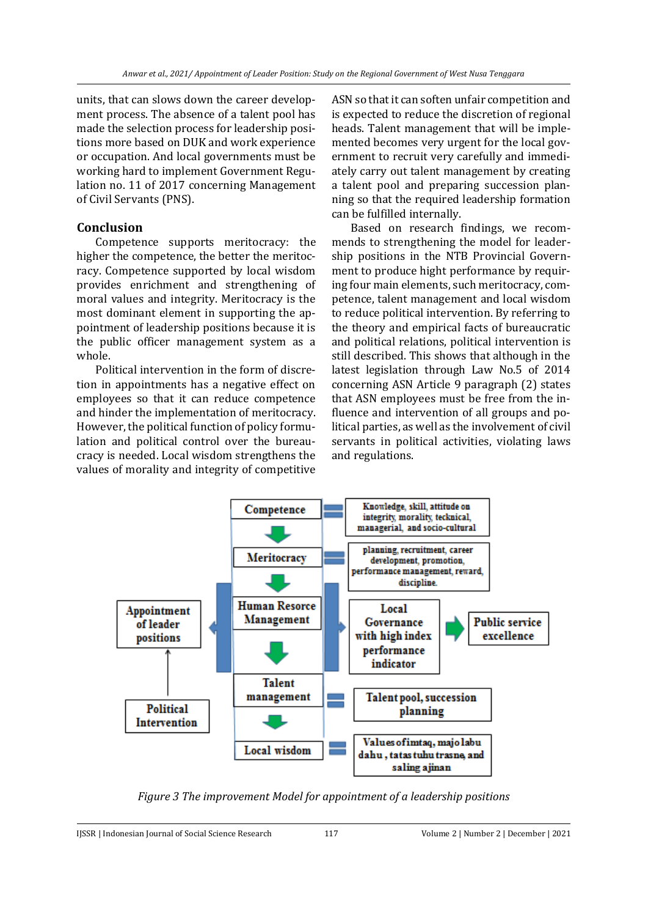units, that can slows down the career development process. The absence of a talent pool has made the selection process for leadership positions more based on DUK and work experience or occupation. And local governments must be working hard to implement Government Regulation no. 11 of 2017 concerning Management of Civil Servants (PNS).

## Conclusion

Competence supports meritocracy: the higher the competence, the better the meritocracy. Competence supported by local wisdom provides enrichment and strengthening of moral values and integrity. Meritocracy is the most dominant element in supporting the appointment of leadership positions because it is the public officer management system as a whole.

Political intervention in the form of discretion in appointments has a negative effect on employees so that it can reduce competence and hinder the implementation of meritocracy. However, the political function of policy formulation and political control over the bureaucracy is needed. Local wisdom strengthens the values of morality and integrity of competitive ASN so that it can soften unfair competition and is expected to reduce the discretion of regional heads. Talent management that will be implemented becomes very urgent for the local government to recruit very carefully and immediately carry out talent management by creating a talent pool and preparing succession planning so that the required leadership formation can be fulfilled internally.

Based on research findings, we recommends to strengthening the model for leadership positions in the NTB Provincial Government to produce hight performance by requiring four main elements, such meritocracy, competence, talent management and local wisdom to reduce political intervention. By referring to the theory and empirical facts of bureaucratic and political relations, political intervention is still described. This shows that although in the latest legislation through Law No.5 of 2014 concerning ASN Article 9 paragraph (2) states that ASN employees must be free from the influence and intervention of all groups and political parties, as well as the involvement of civil servants in political activities, violating laws and regulations.

*Figure 3 The improvement Model for appointment of a leadership positions*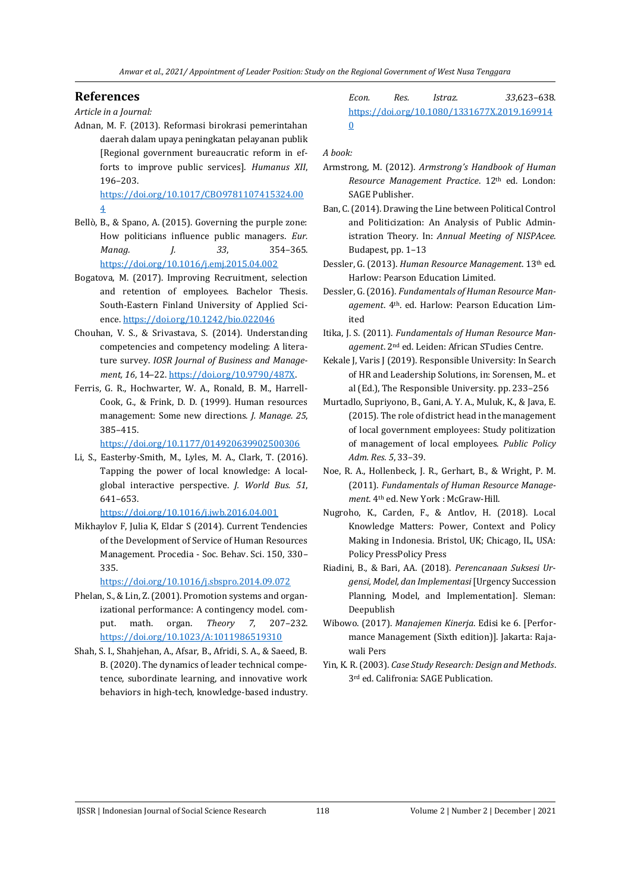## References

*Article in a Journal:*

Adnan, M. F. (2013). Reformasi birokrasi pemerintahan daerah dalam upaya peningkatan pelayanan publik [Regional government bureaucratic reform in efforts to improve public services]. *Humanus XII*, 196–203. https://doi.org/10.1017/CBO9781107415324.004

Bellò, B., & Spano, A. (2015). Governing the purple zone: How politicians influence public managers. *Eur. Manag. J. 33*, 354–365. https://doi.org/10.1016/j.emj.2015.04.002

Bogatova, M. (2017). Improving Recruitment, selection and retention of employees. Bachelor Thesis. South-Eastern Finland University of Applied Science. https://doi.org/10.1242/bio.022046

Chouhan, V. S., & Srivastava, S. (2014). Understanding competencies and competency modeling: A literature survey. *IOSR Journal of Business and Management, 16*, 14–22. https://doi.org/10.9790/487X.

Ferris, G. R., Hochwarter, W. A., Ronald, B. M., Harrell-Cook, G., & Frink, D. D. (1999). Human resources management: Some new directions. *J. Manage. 25*, 385–415. https://doi.org/10.1177/014920639902500306

Li, S., Easterby-Smith, M., Lyles, M. A., Clark, T. (2016). Tapping the power of local knowledge: A local-global interactive perspective. *J. World Bus. 51*, 641–653. https://doi.org/10.1016/j.jwb.2016.04.001

Mikhaylov F, Julia K, Eldar S (2014). Current Tendencies of the Development of Service of Human Resources Management. Procedia - Soc. Behav. Sci. 150, 330–335. https://doi.org/10.1016/j.sbspro.2014.09.072

Phelan, S., & Lin, Z. (2001). Promotion systems and organizational performance: A contingency model. comput. math. organ. *Theory 7*, 207–232. https://doi.org/10.1023/A:1011986519310

Shah, S. I., Shahjehan, A., Afsar, B., Afridi, S. A., & Saeed, B. B. (2020). The dynamics of leader technical competence, subordinate learning, and innovative work behaviors in high-tech, knowledge-based industry. *Econ. Res. Istraz. 33*,623–638. https://doi.org/10.1080/1331677X.2019.1699140

*A book:*

Armstrong, M. (2012). *Armstrong's Handbook of Human Resource Management Practice*. 12th ed. London: SAGE Publisher.

Ban, C. (2014). Drawing the Line between Political Control and Politicization: An Analysis of Public Administration Theory. In: *Annual Meeting of NISPAcee.* Budapest, pp. 1–13

Dessler, G. (2013). *Human Resource Management*. 13th ed. Harlow: Pearson Education Limited.

Dessler, G. (2016). *Fundamentals of Human Resource Management*. 4th. ed. Harlow: Pearson Education Limited

Itika, J. S. (2011). *Fundamentals of Human Resource Management*. 2nd ed. Leiden: African STudies Centre.

Kekale J, Varis J (2019). Responsible University: In Search of HR and Leadership Solutions, in: Sorensen, M.. et al (Ed.), The Responsible University. pp. 233–256

Murtadlo, Supriyono, B., Gani, A. Y. A., Muluk, K., & Java, E. (2015). The role of district head in the management of local government employees: Study politization of management of local employees. *Public Policy Adm. Res. 5*, 33–39.

Noe, R. A., Hollenbeck, J. R., Gerhart, B., & Wright, P. M. (2011). *Fundamentals of Human Resource Management*. 4th ed. New York : McGraw-Hill.

Nugroho, K., Carden, F., & Antlov, H. (2018). Local Knowledge Matters: Power, Context and Policy Making in Indonesia. Bristol, UK; Chicago, IL, USA: Policy PressPolicy Press

Riadini, B., & Bari, AA. (2018). *Perencanaan Suksesi Urgensi, Model, dan Implementasi* [Urgency Succession Planning, Model, and Implementation]. Sleman: Deepublish

Wibowo. (2017). *Manajemen Kinerja*. Edisi ke 6. [Performance Management (Sixth edition)]. Jakarta: Rajawali Pers

Yin, K. R. (2003). *Case Study Research: Design and Methods*. 3rd ed. Califronia: SAGE Publication.